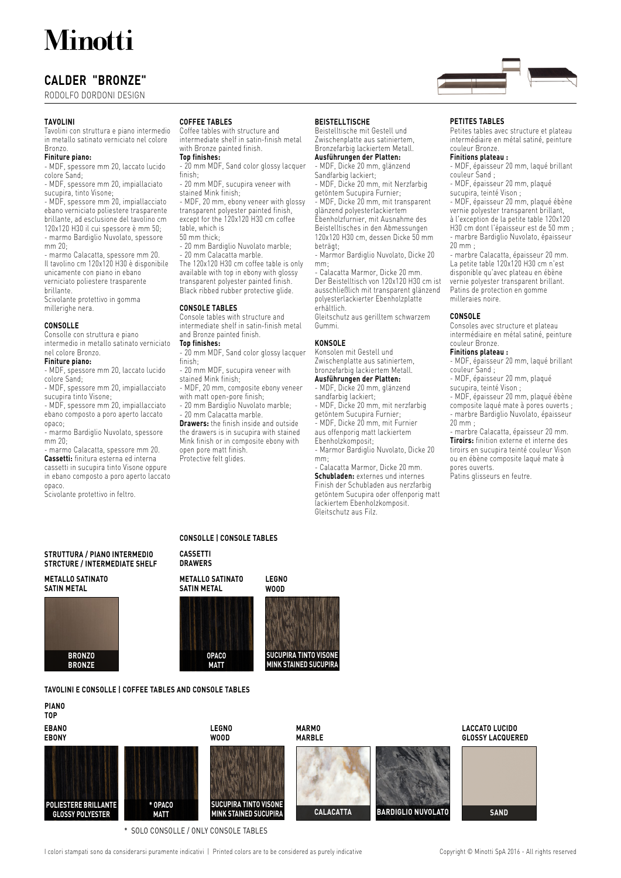# Minotti

## CALDER "BRONZE"

RODOLFO DORDONI DESIGN

### TAVOLINI

Tavolini con struttura e piano intermedio in metallo satinato verniciato nel colore Bronzo.

**Finiture piano:**

- MDF, spessore mm 20, laccato lucido colore Sand;
- MDF, spessore mm 20, impiallacciato sucupira, tinto Visone;
- MDF, spessore mm 20, impiallacciato ebano verniciato poliestere trasparente brillante, ad esclusione del tavolino cm 120x120 H30 il cui spessore è mm 50;
- marmo Bardiglio Nuvolato, spessore mm 20;
- marmo Calacatta, spessore mm 20.

Il tavolino cm 120x120 H30 è disponibile unicamente con piano in ebano verniciato poliestere trasparente brillante.

Scivolante protettivo in gomma millerighe nera.

### CONSOLLE

Consolle con struttura e piano intermedio in metallo satinato verniciato nel colore Bronzo.

**Finiture piano:**

- MDF, spessore mm 20, laccato lucido colore Sand;
- MDF, spessore mm 20, impiallacciato sucupira tinto Visone;
- MDF, spessore mm 20, impiallacciato ebano composto a poro aperto laccato opaco;
- marmo Bardiglio Nuvolato, spessore mm 20;
- marmo Calacatta, spessore mm 20.

**Cassetti:** finitura esterna ed interna cassetti in sucupira tinto Visone oppure in ebano composto a poro aperto laccato opaco.

Scivolante protettivo in feltro.

### COFFEE TABLES

Coffee tables with structure and intermediate shelf in satin-finish metal with Bronze painted finish.

**Top finishes:**

- 20 mm MDF, Sand color glossy lacquer finish;
- 20 mm MDF, sucupira veneer with stained Mink finish;
- MDF, 20 mm, ebony veneer with glossy transparent polyester painted finish, except for the 120x120 H30 cm coffee table, which is 50 mm thick;
- 20 mm Bardiglio Nuvolato marble;
- 20 mm Calacatta marble.

The 120x120 H30 cm coffee table is only available with top in ebony with glossy transparent polyester painted finish.

Black ribbed rubber protective glide.

### CONSOLE TABLES

Console tables with structure and intermediate shelf in satin-finish metal and Bronze painted finish.

**Top finishes:**

- 20 mm MDF, Sand color glossy lacquer finish;
- 20 mm MDF, sucupira veneer with stained Mink finish;
- MDF, 20 mm, composite ebony veneer with matt open-pore finish;
- 20 mm Bardiglio Nuvolato marble;
- 20 mm Calacatta marble.

**Drawers:** the finish inside and outside the drawers is in sucupira with stained Mink finish or in composite ebony with open pore matt finish.

Protective felt glides.

### BEISTELLTISCHE

Beistelltische mit Gestell und Zwischenplatte aus satiniertem, Bronzefarbig lackiertem Metall.

**Ausführungen der Platten:**

- MDF, Dicke 20 mm, glänzend Sandfarbig lackiert;
- MDF, Dicke 20 mm, mit Nerzfarbig getöntem Sucupira Furnier;
- MDF, Dicke 20 mm, mit transparent glänzend polyesterlackiertem Ebenholzfurnier, mit Ausnahme des Beistelltisches in den Abmessungen 120x120 H30 cm, dessen Dicke 50 mm beträgt;
- Marmor Bardiglio Nuvolato, Dicke 20 mm;
- Calacatta Marmor, Dicke 20 mm.

Der Beistelltisch von 120x120 H30 cm ist ausschließlich mit transparent glänzend polyesterlackierter Ebenholzplatte erhältlich.

Gleitschutz aus gerilltem schwarzem Gummi.

### KONSOLE

Konsolen mit Gestell und Zwischenplatte aus satiniertem, bronzefarbig lackiertem Metall.

**Ausführungen der Platten:**

- MDF, Dicke 20 mm, glänzend sandfarbig lackiert;
- MDF, Dicke 20 mm, mit nerzfarbig getöntem Sucupira Furnier;
- MDF, Dicke 20 mm, mit Furnier aus offenporig matt lackiertem Ebenholzkomposit;
- Marmor Bardiglio Nuvolato, Dicke 20 mm;
- Calacatta Marmor, Dicke 20 mm.

**Schubladen:** externes und internes Finish der Schubladen aus nerzfarbig getöntem Sucupira oder offenporig matt lackiertem Ebenholzkomposit.

Gleitschutz aus Filz.

### PETITES TABLES

Petites tables avec structure et plateau intermédiaire en métal satiné, peinture couleur Bronze.

**Finitions plateau :**

- MDF, épaisseur 20 mm, laqué brillant couleur Sand ;
- MDF, épaisseur 20 mm, plaqué sucupira, teinté Vison ;
- MDF, épaisseur 20 mm, plaqué ébène vernie polyester transparent brillant, à l'exception de la petite table 120x120 H30 cm dont l'épaisseur est de 50 mm ;
- marbre Bardiglio Nuvolato, épaisseur 20 mm ;
- marbre Calacatta, épaisseur 20 mm.

La petite table 120x120 H30 cm n'est disponible qu'avec plateau en ébène vernie polyester transparent brillant.

Patins de protection en gomme milleraies noire.

### CONSOLE

Consoles avec structure et plateau intermédiaire en métal satiné, peinture couleur Bronze.

**Finitions plateau :**

- MDF, épaisseur 20 mm, laqué brillant couleur Sand ;
- MDF, épaisseur 20 mm, plaqué sucupira, teinté Vison ;
- MDF, épaisseur 20 mm, plaqué ébène composite laqué mate à pores ouverts ;
- marbre Bardiglio Nuvolato, épaisseur 20 mm ;
- marbre Calacatta, épaisseur 20 mm.

**Tiroirs:** finition externe et interne des tiroirs en sucupira teinté couleur Vison ou en ébène composite laqué mate à pores ouverts.

Patins glisseurs en feutre.

---

**STRUTTURA / PIANO INTERMEDIO**
**STRCTURE / INTERMEDIATE SHELF**

**METALLO SATINATO**
**SATIN METAL**

- BRONZO / BRONZE

**CONSOLLE | CONSOLE TABLES**

**CASSETTI**
**DRAWERS**

**METALLO SATINATO / SATIN METAL**

- OPACO / MATT

**LEGNO / WOOD**

- SUCUPIRA TINTO VISONE / MINK STAINED SUCUPIRA

**TAVOLINI E CONSOLLE | COFFEE TABLES AND CONSOLE TABLES**

**PIANO**
**TOP**

**EBANO / EBONY**

- POLIESTERE BRILLANTE / GLOSSY POLYESTER
- * OPACO / MATT

**LEGNO / WOOD**

- SUCUPIRA TINTO VISONE / MINK STAINED SUCUPIRA

**MARMO / MARBLE**

- CALACATTA
- BARDIGLIO NUVOLATO

**LACCATO LUCIDO / GLOSSY LACQUERED**

- SAND

\* SOLO CONSOLLE / ONLY CONSOLE TABLES

I colori stampati sono da considerarsi puramente indicativi | Printed colors are to be considered as purely indicative

Copyright © Minotti SpA 2016 - All rights reserved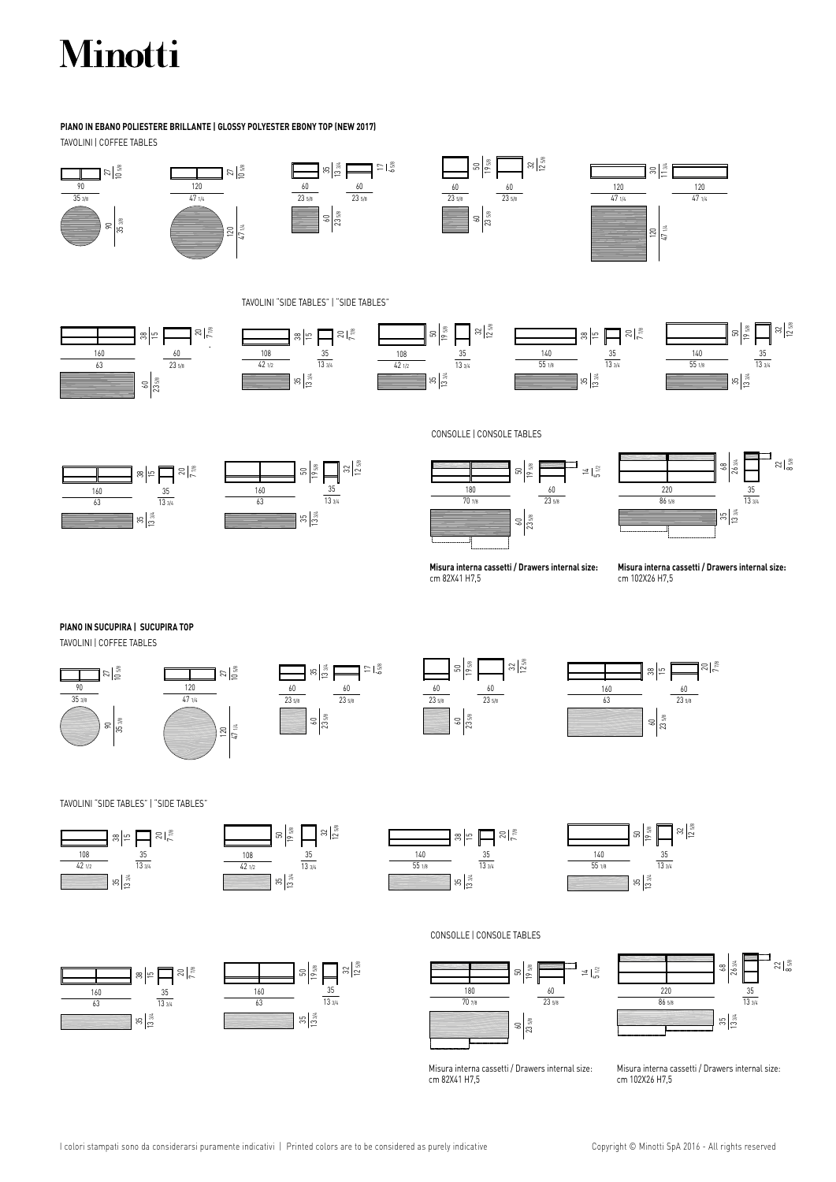# Minotti

**PIANO IN EBANO POLIESTERE BRILLANTE | GLOSSY POLYESTER EBONY TOP (NEW 2017)**

TAVOLINI | COFFEE TABLES

90 / 35 3/8 — 27 / 10 5/8 — 90 / 35 3/8

120 / 47 1/4 — 27 / 10 5/8 — 120 / 47 1/4

60 / 23 5/8 — 35 / 13 3/4 — 60 / 23 5/8 — 17 / 6 5/8 — 60 / 23 5/8

60 / 23 5/8 — 50 / 19 5/8 — 60 / 23 5/8 — 32 / 12 5/8 — 60 / 23 5/8

120 / 47 1/4 — 30 / 11 3/4 — 120 / 47 1/4 — 120 / 47 1/4

TAVOLINI "SIDE TABLES" | "SIDE TABLES"

160 / 63 — 38 / 15 — 60 / 23 5/8 — 20 / 7 7/8 — 60 / 23 5/8

108 / 42 1/2 — 38 / 15 — 35 / 13 3/4 — 20 / 7 7/8 — 35 / 13 3/4

108 / 42 1/2 — 50 / 19 5/8 — 35 / 13 3/4 — 32 / 12 5/8 — 35 / 13 3/4

140 / 55 1/8 — 38 / 15 — 35 / 13 3/4 — 20 / 7 7/8 — 35 / 13 3/4

140 / 55 1/8 — 50 / 19 5/8 — 35 / 13 3/4 — 32 / 12 5/8 — 35 / 13 3/4

160 / 63 — 38 / 15 — 35 / 13 3/4 — 20 / 7 7/8 — 35 / 13 3/4

160 / 63 — 50 / 19 5/8 — 35 / 13 3/4 — 32 / 12 5/8 — 35 / 13 3/4

CONSOLLE | CONSOLE TABLES

180 / 70 7/8 — 50 / 19 5/8 — 60 / 23 5/8 — 14 / 5 1/2 — 60 / 23 5/8

**Misura interna cassetti / Drawers internal size:** cm 82X41 H7,5

220 / 86 5/8 — 68 / 26 3/4 — 35 / 13 3/4 — 22 / 8 5/8 — 35 / 13 3/4

**Misura interna cassetti / Drawers internal size:** cm 102X26 H7,5

**PIANO IN SUCUPIRA | SUCUPIRA TOP**

TAVOLINI | COFFEE TABLES

90 / 35 3/8 — 27 / 10 5/8 — 90 / 35 3/8

120 / 47 1/4 — 27 / 10 5/8 — 120 / 47 1/4

60 / 23 5/8 — 35 / 13 3/4 — 60 / 23 5/8 — 17 / 6 5/8 — 60 / 23 5/8

60 / 23 5/8 — 50 / 19 5/8 — 60 / 23 5/8 — 32 / 12 5/8 — 60 / 23 5/8

160 / 63 — 38 / 15 — 60 / 23 5/8 — 20 / 7 7/8 — 60 / 23 5/8

TAVOLINI "SIDE TABLES" | "SIDE TABLES"

108 / 42 1/2 — 38 / 15 — 35 / 13 3/4 — 20 / 7 7/8 — 35 / 13 3/4

108 / 42 1/2 — 50 / 19 5/8 — 35 / 13 3/4 — 32 / 12 5/8 — 35 / 13 3/4

140 / 55 1/8 — 38 / 15 — 35 / 13 3/4 — 20 / 7 7/8 — 35 / 13 3/4

140 / 55 1/8 — 50 / 19 5/8 — 35 / 13 3/4 — 32 / 12 5/8 — 35 / 13 3/4

160 / 63 — 38 / 15 — 35 / 13 3/4 — 20 / 7 7/8 — 35 / 13 3/4

160 / 63 — 50 / 19 5/8 — 35 / 13 3/4 — 32 / 12 5/8 — 35 / 13 3/4

CONSOLLE | CONSOLE TABLES

180 / 70 7/8 — 50 / 19 5/8 — 60 / 23 5/8 — 14 / 5 1/2 — 60 / 23 5/8

Misura interna cassetti / Drawers internal size: cm 82X41 H7,5

220 / 86 5/8 — 68 / 26 3/4 — 35 / 13 3/4 — 22 / 8 5/8 — 35 / 13 3/4

Misura interna cassetti / Drawers internal size: cm 102X26 H7,5

I colori stampati sono da considerarsi puramente indicativi | Printed colors are to be considered as purely indicative

Copyright © Minotti SpA 2016 - All rights reserved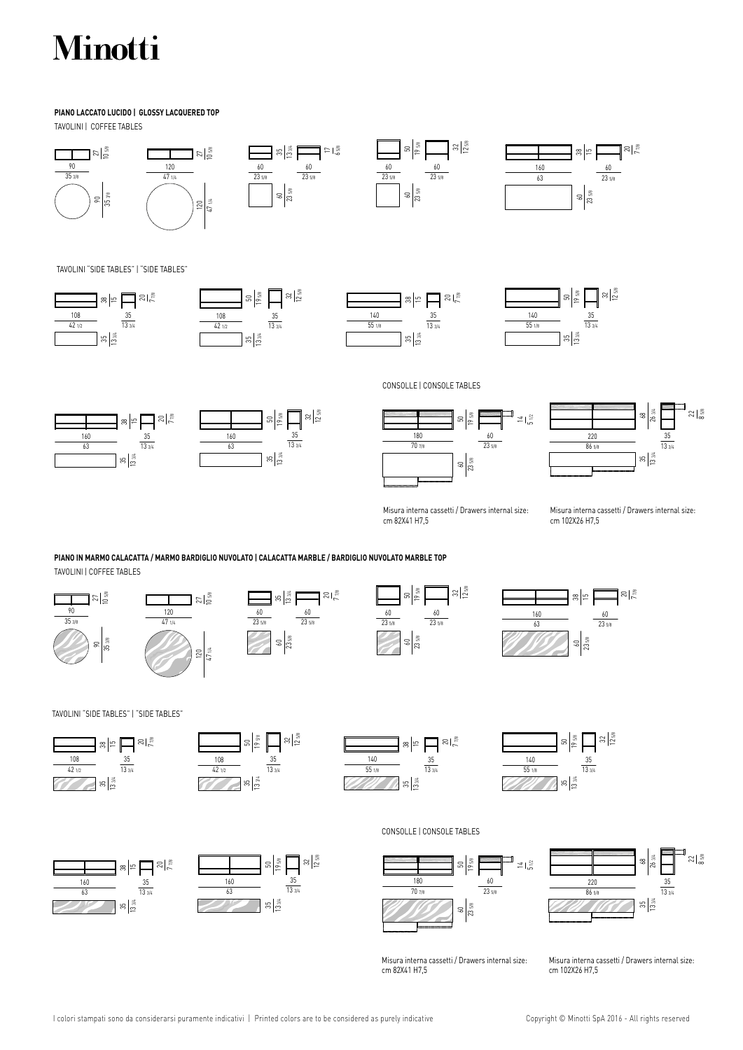**PIANO LACCATO LUCIDO | GLOSSY LACQUERED TOP**

TAVOLINI | COFFEE TABLES

90
35 3/8
27
10 5/8
90
35 3/8

120
47 1/4
27
10 5/8
120
47 1/4

60
23 5/8
35
13 3/4
60
23 5/8
17
6 5/8
60
23 5/8

60
23 5/8
50
19 5/8
60
23 5/8
32
12 5/8
60
23 5/8

160
63
38
15
60
23 5/8
20
7 7/8
60
23 5/8

TAVOLINI "SIDE TABLES" | "SIDE TABLES"

108
42 1/2
38
15
35
13 3/4
20
7 7/8
35
13 3/4

108
42 1/2
50
19 5/8
35
13 3/4
32
12 5/8
35
13 3/4

140
55 1/8
38
15
35
13 3/4
20
7 7/8
35
13 3/4

140
55 1/8
50
19 5/8
35
13 3/4
32
12 5/8
35
13 3/4

160
63
38
15
35
13 3/4
20
7 7/8
35
13 3/4

160
63
50
19 5/8
35
13 3/4
32
12 5/8
35
13 3/4

CONSOLLE | CONSOLE TABLES

180
70 7/8
50
19 5/8
60
23 5/8
14
5 1/2
60
23 5/8

Misura interna cassetti / Drawers internal size: cm 82X41 H7,5

220
86 5/8
68
26 3/4
35
13 3/4
22
8 5/8
35
13 3/4

Misura interna cassetti / Drawers internal size: cm 102X26 H7,5

**PIANO IN MARMO CALACATTA / MARMO BARDIGLIO NUVOLATO | CALACATTA MARBLE / BARDIGLIO NUVOLATO MARBLE TOP**

TAVOLINI | COFFEE TABLES

90
35 3/8
27
10 5/8
90
35 3/8

120
47 1/4
27
10 5/8
120
47 1/4

60
23 5/8
35
13 3/4
60
23 5/8
20
7 7/8
60
23 5/8

60
23 5/8
50
19 5/8
60
23 5/8
32
12 5/8
60
23 5/8

160
63
38
15
60
23 5/8
20
7 7/8
60
23 5/8

TAVOLINI "SIDE TABLES" | "SIDE TABLES"

108
42 1/2
38
15
35
13 3/4
20
7 7/8
35
13 3/4

108
42 1/2
50
19 5/8
35
13 3/4
32
12 5/8
35
13 3/4

140
55 1/8
38
15
35
13 3/4
20
7 7/8
35
13 3/4

140
55 1/8
50
19 5/8
35
13 3/4
32
12 5/8
35
13 3/4

160
63
38
15
35
13 3/4
20
7 7/8
35
13 3/4

160
63
50
19 5/8
35
13 3/4
32
12 5/8
35
13 3/4

CONSOLLE | CONSOLE TABLES

180
70 7/8
50
19 5/8
60
23 5/8
14
5 1/2
60
23 5/8

Misura interna cassetti / Drawers internal size: cm 82X41 H7,5

220
86 5/8
68
26 3/4
35
13 3/4
22
8 5/8
35
13 3/4

Misura interna cassetti / Drawers internal size: cm 102X26 H7,5

I colori stampati sono da considerarsi puramente indicativi | Printed colors are to be considered as purely indicative

Copyright © Minotti SpA 2016 - All rights reserved